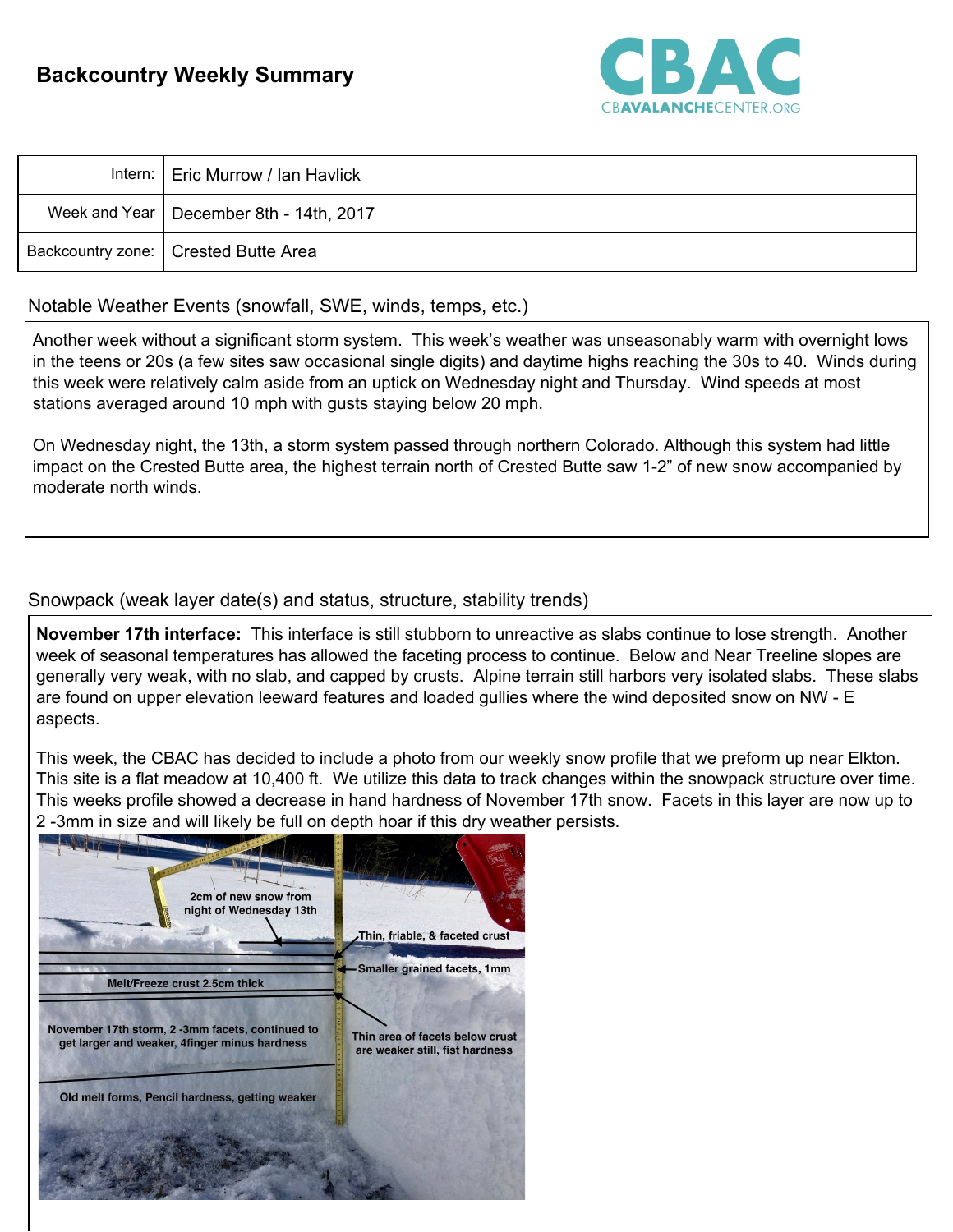# Backcountry Weekly Summary

| Intern: | Eric Murrow / Ian Havlick |
|---|---|
| Week and Year | December 8th - 14th, 2017 |
| Backcountry zone: | Crested Butte Area |

## Notable Weather Events (snowfall, SWE, winds, temps, etc.)

Another week without a significant storm system. This week's weather was unseasonably warm with overnight lows in the teens or 20s (a few sites saw occasional single digits) and daytime highs reaching the 30s to 40. Winds during this week were relatively calm aside from an uptick on Wednesday night and Thursday. Wind speeds at most stations averaged around 10 mph with gusts staying below 20 mph.

On Wednesday night, the 13th, a storm system passed through northern Colorado. Although this system had little impact on the Crested Butte area, the highest terrain north of Crested Butte saw 1-2" of new snow accompanied by moderate north winds.

## Snowpack (weak layer date(s) and status, structure, stability trends)

**November 17th interface:** This interface is still stubborn to unreactive as slabs continue to lose strength. Another week of seasonal temperatures has allowed the faceting process to continue. Below and Near Treeline slopes are generally very weak, with no slab, and capped by crusts. Alpine terrain still harbors very isolated slabs. These slabs are found on upper elevation leeward features and loaded gullies where the wind deposited snow on NW - E aspects.

This week, the CBAC has decided to include a photo from our weekly snow profile that we preform up near Elkton. This site is a flat meadow at 10,400 ft. We utilize this data to track changes within the snowpack structure over time. This weeks profile showed a decrease in hand hardness of November 17th snow. Facets in this layer are now up to 2 -3mm in size and will likely be full on depth hoar if this dry weather persists.

2cm of new snow from night of Wednesday 13th

Thin, friable, & faceted crust

Smaller grained facets, 1mm

Melt/Freeze crust 2.5cm thick

November 17th storm, 2 -3mm facets, continued to get larger and weaker, 4finger minus hardness

Thin area of facets below crust are weaker still, fist hardness

Old melt forms, Pencil hardness, getting weaker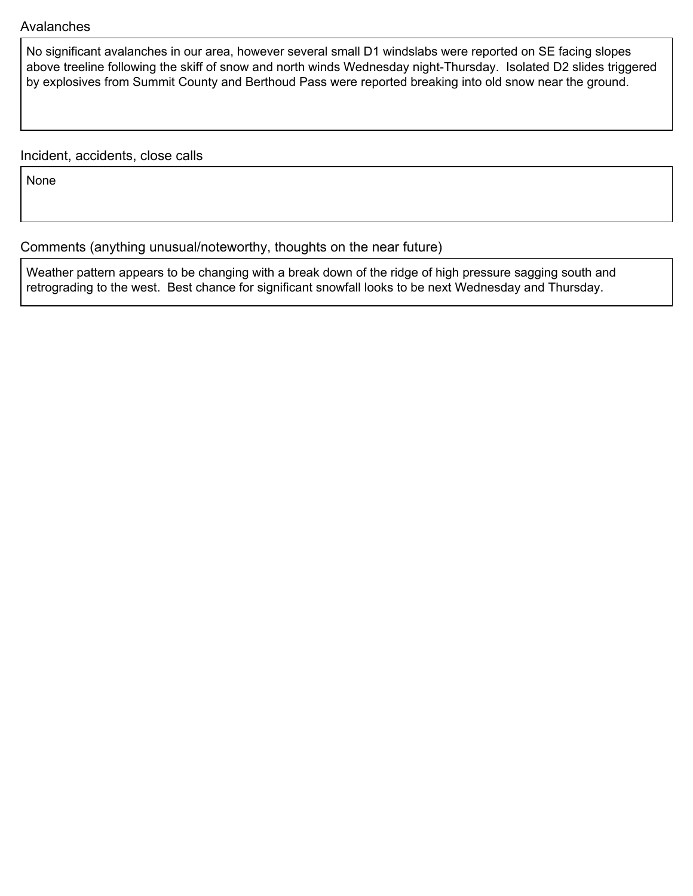## Avalanches

No significant avalanches in our area, however several small D1 windslabs were reported on SE facing slopes above treeline following the skiff of snow and north winds Wednesday night-Thursday.  Isolated D2 slides triggered by explosives from Summit County and Berthoud Pass were reported breaking into old snow near the ground.

## Incident, accidents, close calls

None

## Comments (anything unusual/noteworthy, thoughts on the near future)

Weather pattern appears to be changing with a break down of the ridge of high pressure sagging south and retrograding to the west.  Best chance for significant snowfall looks to be next Wednesday and Thursday.